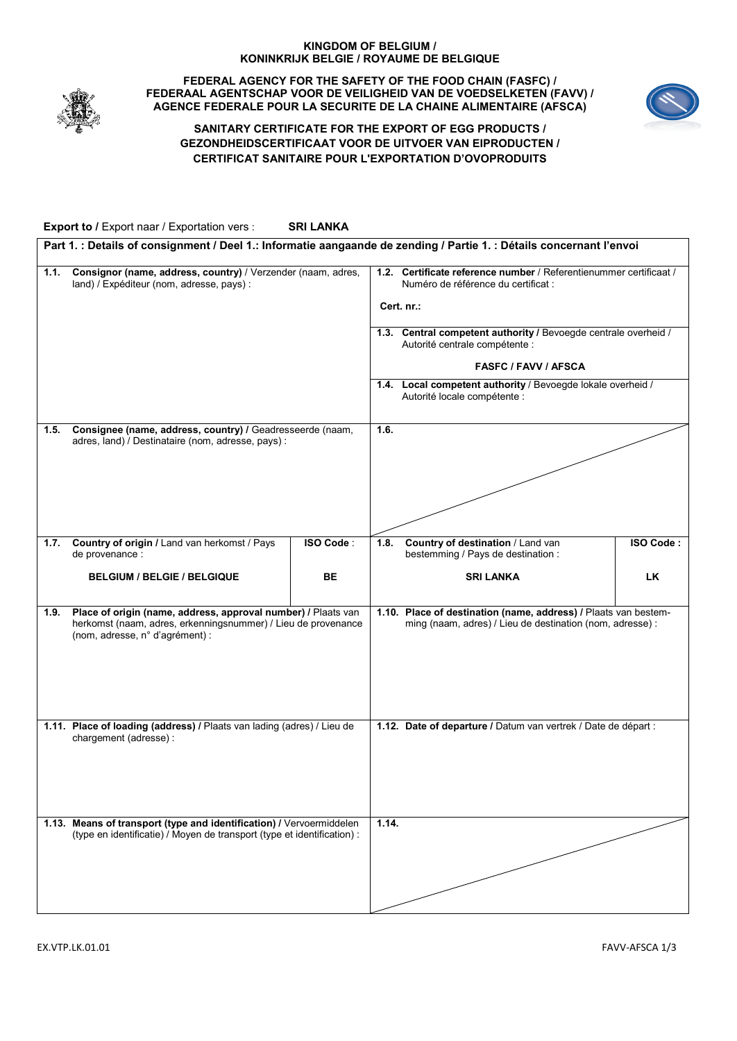**KINGDOM OF BELGIUM /**
**KONINKRIJK BELGIE / ROYAUME DE BELGIQUE**

**FEDERAL AGENCY FOR THE SAFETY OF THE FOOD CHAIN (FASFC) /**
**FEDERAAL AGENTSCHAP VOOR DE VEILIGHEID VAN DE VOEDSELKETEN (FAVV) /**
**AGENCE FEDERALE POUR LA SECURITE DE LA CHAINE ALIMENTAIRE (AFSCA)**

**SANITARY CERTIFICATE FOR THE EXPORT OF EGG PRODUCTS /**
**GEZONDHEIDSCERTIFICAAT VOOR DE UITVOER VAN EIPRODUCTEN /**
**CERTIFICAT SANITAIRE POUR L'EXPORTATION D'OVOPRODUITS**

**Export to /** Export naar / Exportation vers : **SRI LANKA**

**Part 1. : Details of consignment / Deel 1.: Informatie aangaande de zending / Partie 1. : Détails concernant l'envoi**

| | |
|---|---|
| **1.1. Consignor (name, address, country)** / Verzender (naam, adres, land) / Expéditeur (nom, adresse, pays) : | **1.2. Certificate reference number** / Referentienummer certificaat / Numéro de référence du certificat :<br><br>**Cert. nr.:**<br><br>**1.3. Central competent authority /** Bevoegde centrale overheid / Autorité centrale compétente :<br><br>**FASFC / FAVV / AFSCA**<br><br>**1.4. Local competent authority** / Bevoegde lokale overheid / Autorité locale compétente : |
| **1.5. Consignee (name, address, country) /** Geadresseerde (naam, adres, land) / Destinataire (nom, adresse, pays) : | **1.6.** |
| **1.7. Country of origin /** Land van herkomst / Pays de provenance :<br><br>**BELGIUM / BELGIE / BELGIQUE** — **ISO Code** : **BE** | **1.8. Country of destination** / Land van bestemming / Pays de destination :<br><br>**SRI LANKA** — **ISO Code :** **LK** |
| **1.9. Place of origin (name, address, approval number) /** Plaats van herkomst (naam, adres, erkenningsnummer) / Lieu de provenance (nom, adresse, n° d'agrément) : | **1.10. Place of destination (name, address) /** Plaats van bestemming (naam, adres) / Lieu de destination (nom, adresse) : |
| **1.11. Place of loading (address) /** Plaats van lading (adres) / Lieu de chargement (adresse) : | **1.12. Date of departure /** Datum van vertrek / Date de départ : |
| **1.13. Means of transport (type and identification) /** Vervoermiddelen (type en identificatie) / Moyen de transport (type et identification) : | **1.14.** |

EX.VTP.LK.01.01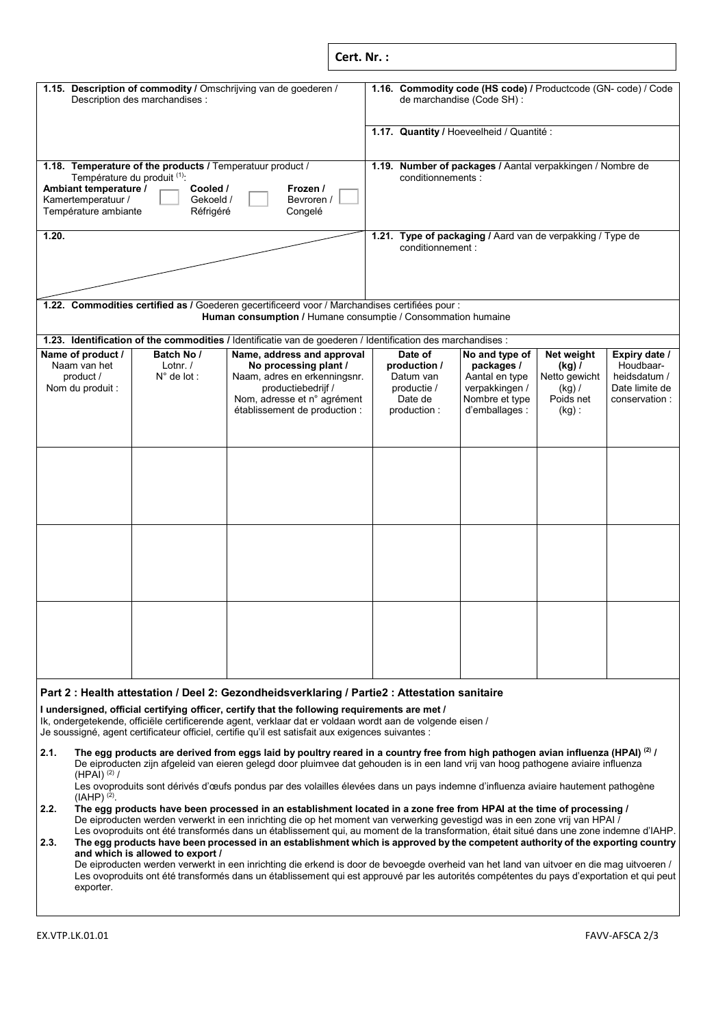**Cert. Nr. :**

| | |
|---|---|
| **1.15. Description of commodity /** Omschrijving van de goederen / Description des marchandises : | **1.16. Commodity code (HS code) /** Productcode (GN- code) / Code de marchandise (Code SH) : |
| | **1.17. Quantity /** Hoeveelheid / Quantité : |
| **1.18. Temperature of the products /** Temperatuur product / Température du produit [(1)]: **Ambiant temperature /** Kamertemperatuur / Température ambiante ☐ **Cooled /** Gekoeld / Réfrigéré ☐ **Frozen /** Bevroren / Congelé ☐ | **1.19. Number of packages /** Aantal verpakkingen / Nombre de conditionnements : |
| **1.20.** | **1.21. Type of packaging /** Aard van de verpakking / Type de conditionnement : |

**1.22. Commodities certified as /** Goederen gecertificeerd voor / Marchandises certifiées pour :
**Human consumption /** Humane consumptie / Consommation humaine

**1.23. Identification of the commodities /** Identificatie van de goederen / Identification des marchandises :

| **Name of product /** Naam van het product / Nom du produit : | **Batch No /** Lotnr. / N° de lot : | **Name, address and approval No processing plant /** Naam, adres en erkenningsnr. productiebedrijf / Nom, adresse et n° agrément établissement de production : | **Date of production /** Datum van productie / Date de production : | **No and type of packages /** Aantal en type verpakkingen / Nombre et type d'emballages : | **Net weight (kg) /** Netto gewicht (kg) / Poids net (kg) : | **Expiry date /** Houdbaar-heidsdatum / Date limite de conservation : |
|---|---|---|---|---|---|---|
| | | | | | | |
| | | | | | | |
| | | | | | | |

## Part 2 : Health attestation / Deel 2: Gezondheidsverklaring / Partie2 : Attestation sanitaire

**I undersigned, official certifying officer, certify that the following requirements are met /**
Ik, ondergetekende, officiële certificerende agent, verklaar dat er voldaan wordt aan de volgende eisen /
Je soussigné, agent certificateur officiel, certifie qu'il est satisfait aux exigences suivantes :

**2.1.** **The egg products are derived from eggs laid by poultry reared in a country free from high pathogen avian influenza (HPAI) [(2)] /**
De eiproducten zijn afgeleid van eieren gelegd door pluimvee dat gehouden is in een land vrij van hoog pathogene aviaire influenza (HPAI) [(2)] /
Les ovoproduits sont dérivés d'œufs pondus par des volailles élevées dans un pays indemne d'influenza aviaire hautement pathogène (IAHP) [(2)].

**2.2.** **The egg products have been processed in an establishment located in a zone free from HPAI at the time of processing /**
De eiproducten werden verwerkt in een inrichting die op het moment van verwerking gevestigd was in een zone vrij van HPAI /
Les ovoproduits ont été transformés dans un établissement qui, au moment de la transformation, était situé dans une zone indemne d'IAHP.

**2.3.** **The egg products have been processed in an establishment which is approved by the competent authority of the exporting country and which is allowed to export /**
De eiproducten werden verwerkt in een inrichting die erkend is door de bevoegde overheid van het land van uitvoer en die mag uitvoeren /
Les ovoproduits ont été transformés dans un établissement qui est approuvé par les autorités compétentes du pays d'exportation et qui peut exporter.

EX.VTP.LK.01.01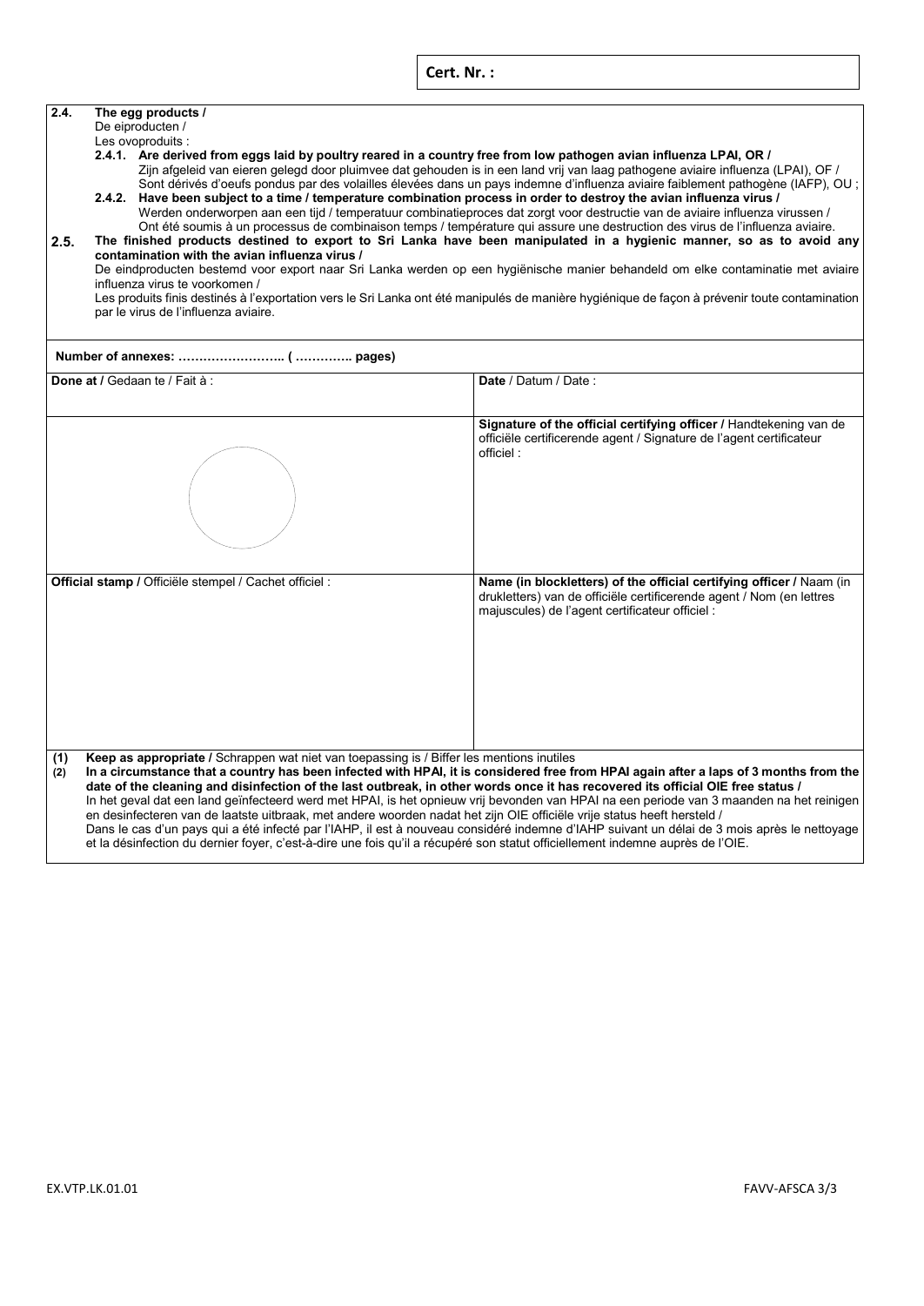**Cert. Nr. :**

**2.4.** **The egg products /**
De eiproducten /
Les ovoproduits :

**2.4.1. Are derived from eggs laid by poultry reared in a country free from low pathogen avian influenza LPAI, OR /**
Zijn afgeleid van eieren gelegd door pluimvee dat gehouden is in een land vrij van laag pathogene aviaire influenza (LPAI), OF /
Sont dérivés d'oeufs pondus par des volailles élevées dans un pays indemne d'influenza aviaire faiblement pathogène (IAFP), OU ;

**2.4.2. Have been subject to a time / temperature combination process in order to destroy the avian influenza virus /**
Werden onderworpen aan een tijd / temperatuur combinatieproces dat zorgt voor destructie van de aviaire influenza virussen /
Ont été soumis à un processus de combinaison temps / température qui assure une destruction des virus de l'influenza aviaire.

**2.5.** **The finished products destined to export to Sri Lanka have been manipulated in a hygienic manner, so as to avoid any contamination with the avian influenza virus /**
De eindproducten bestemd voor export naar Sri Lanka werden op een hygiënische manier behandeld om elke contaminatie met aviaire influenza virus te voorkomen /
Les produits finis destinés à l'exportation vers le Sri Lanka ont été manipulés de manière hygiénique de façon à prévenir toute contamination par le virus de l'influenza aviaire.

**Number of annexes: …………………….. ( ………….. pages)**

| | |
|---|---|
| **Done at /** Gedaan te / Fait à : | **Date** / Datum / Date : |
| | **Signature of the official certifying officer /** Handtekening van de officiële certificerende agent / Signature de l'agent certificateur officiel : |
| **Official stamp /** Officiële stempel / Cachet officiel : | **Name (in blockletters) of the official certifying officer /** Naam (in drukletters) van de officiële certificerende agent / Nom (en lettres majuscules) de l'agent certificateur officiel : |

(1) **Keep as appropriate /** Schrappen wat niet van toepassing is / Biffer les mentions inutiles

(2) **In a circumstance that a country has been infected with HPAI, it is considered free from HPAI again after a laps of 3 months from the date of the cleaning and disinfection of the last outbreak, in other words once it has recovered its official OIE free status /**
In het geval dat een land geïnfecteerd werd met HPAI, is het opnieuw vrij bevonden van HPAI na een periode van 3 maanden na het reinigen en desinfecteren van de laatste uitbraak, met andere woorden nadat het zijn OIE officiële vrije status heeft hersteld /
Dans le cas d'un pays qui a été infecté par l'IAHP, il est à nouveau considéré indemne d'IAHP suivant un délai de 3 mois après le nettoyage et la désinfection du dernier foyer, c'est-à-dire une fois qu'il a récupéré son statut officiellement indemne auprès de l'OIE.

EX.VTP.LK.01.01 FAVV-AFSCA